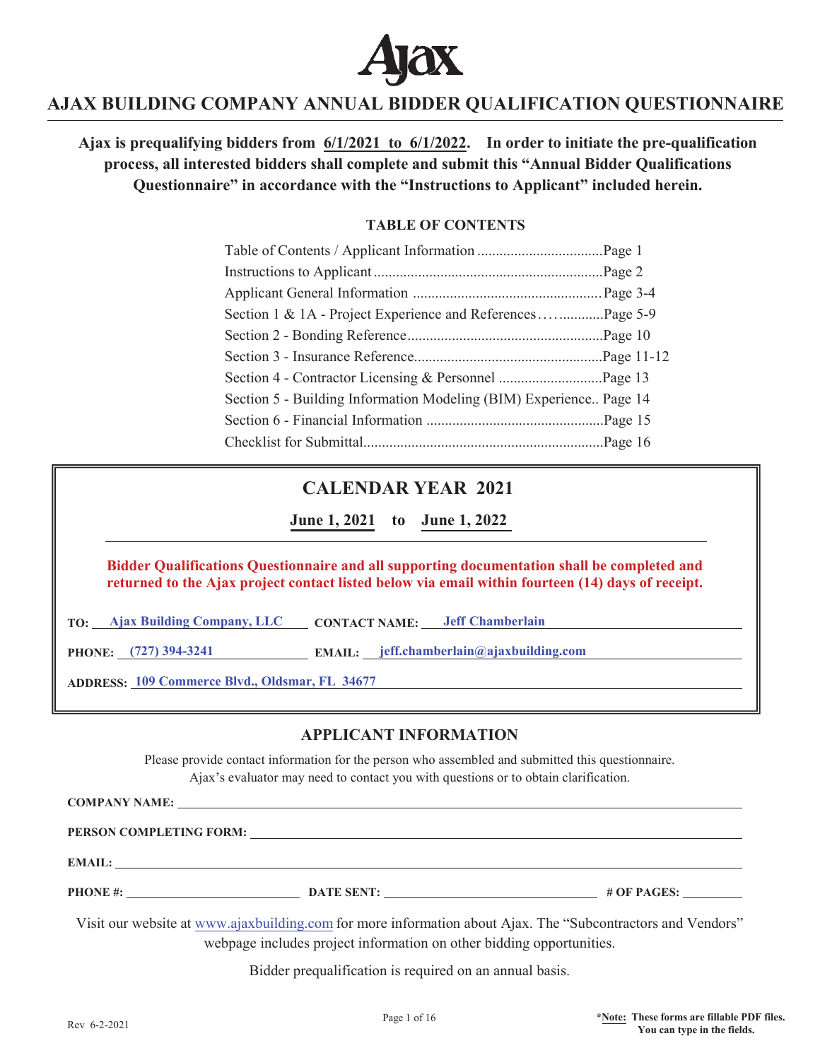Ajax

# AJAX BUILDING COMPANY ANNUAL BIDDER QUALIFICATION QUESTIONNAIRE

**Ajax is prequalifying bidders from 6/1/2021 to 6/1/2022. In order to initiate the pre-qualification process, all interested bidders shall complete and submit this "Annual Bidder Qualifications Questionnaire" in accordance with the "Instructions to Applicant" included herein.**

## TABLE OF CONTENTS

| | |
|---|---|
| Table of Contents / Applicant Information | Page 1 |
| Instructions to Applicant | Page 2 |
| Applicant General Information | Page 3-4 |
| Section 1 & 1A - Project Experience and References | Page 5-9 |
| Section 2 - Bonding Reference | Page 10 |
| Section 3 - Insurance Reference | Page 11-12 |
| Section 4 - Contractor Licensing & Personnel | Page 13 |
| Section 5 - Building Information Modeling (BIM) Experience | Page 14 |
| Section 6 - Financial Information | Page 15 |
| Checklist for Submittal | Page 16 |

## CALENDAR YEAR 2021

**June 1, 2021 to June 1, 2022**

**Bidder Qualifications Questionnaire and all supporting documentation shall be completed and returned to the Ajax project contact listed below via email within fourteen (14) days of receipt.**

**TO:** Ajax Building Company, LLC **CONTACT NAME:** Jeff Chamberlain

**PHONE:** (727) 394-3241 **EMAIL:** jeff.chamberlain@ajaxbuilding.com

**ADDRESS:** 109 Commerce Blvd., Oldsmar, FL 34677

## APPLICANT INFORMATION

Please provide contact information for the person who assembled and submitted this questionnaire. Ajax's evaluator may need to contact you with questions or to obtain clarification.

**COMPANY NAME:** ____________________

**PERSON COMPLETING FORM:** ____________________

**EMAIL:** ____________________

**PHONE #:** ____________ **DATE SENT:** ____________ **# OF PAGES:** ________

Visit our website at www.ajaxbuilding.com for more information about Ajax. The "Subcontractors and Vendors" webpage includes project information on other bidding opportunities.

Bidder prequalification is required on an annual basis.

Rev 6-2-2021

***Note: These forms are fillable PDF files. You can type in the fields.**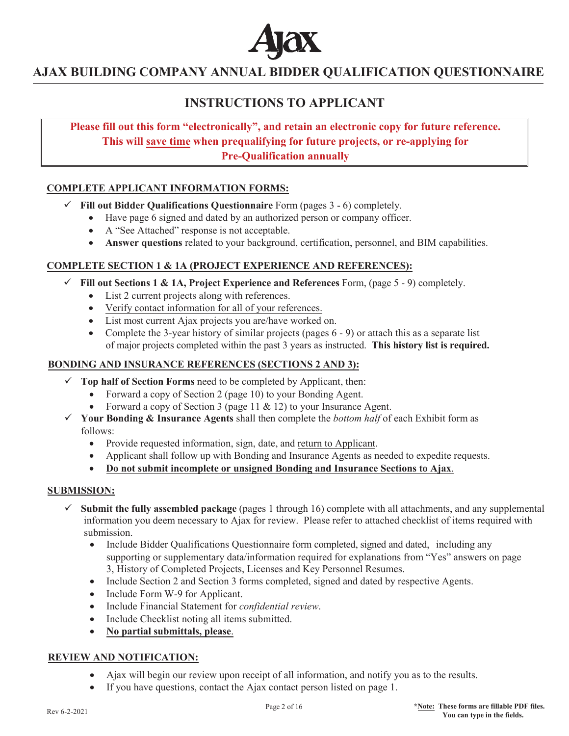# AJAX BUILDING COMPANY ANNUAL BIDDER QUALIFICATION QUESTIONNAIRE

## INSTRUCTIONS TO APPLICANT

**Please fill out this form "electronically", and retain an electronic copy for future reference. This will save time when prequalifying for future projects, or re-applying for Pre-Qualification annually**

### COMPLETE APPLICANT INFORMATION FORMS:

- ✓ **Fill out Bidder Qualifications Questionnaire** Form (pages 3 - 6) completely.
  - Have page 6 signed and dated by an authorized person or company officer.
  - A "See Attached" response is not acceptable.
  - **Answer questions** related to your background, certification, personnel, and BIM capabilities.

### COMPLETE SECTION 1 & 1A (PROJECT EXPERIENCE AND REFERENCES):

- ✓ **Fill out Sections 1 & 1A, Project Experience and References** Form, (page 5 - 9) completely.
  - List 2 current projects along with references.
  - Verify contact information for all of your references.
  - List most current Ajax projects you are/have worked on.
  - Complete the 3-year history of similar projects (pages 6 - 9) or attach this as a separate list of major projects completed within the past 3 years as instructed. **This history list is required.**

### BONDING AND INSURANCE REFERENCES (SECTIONS 2 AND 3):

- ✓ **Top half of Section Forms** need to be completed by Applicant, then:
  - Forward a copy of Section 2 (page 10) to your Bonding Agent.
  - Forward a copy of Section 3 (page 11 & 12) to your Insurance Agent.
- ✓ **Your Bonding & Insurance Agents** shall then complete the *bottom half* of each Exhibit form as follows:
  - Provide requested information, sign, date, and return to Applicant.
  - Applicant shall follow up with Bonding and Insurance Agents as needed to expedite requests.
  - **Do not submit incomplete or unsigned Bonding and Insurance Sections to Ajax**.

### SUBMISSION:

- ✓ **Submit the fully assembled package** (pages 1 through 16) complete with all attachments, and any supplemental information you deem necessary to Ajax for review. Please refer to attached checklist of items required with submission.
  - Include Bidder Qualifications Questionnaire form completed, signed and dated, including any supporting or supplementary data/information required for explanations from "Yes" answers on page 3, History of Completed Projects, Licenses and Key Personnel Resumes.
  - Include Section 2 and Section 3 forms completed, signed and dated by respective Agents.
  - Include Form W-9 for Applicant.
  - Include Financial Statement for *confidential review*.
  - Include Checklist noting all items submitted.
  - **No partial submittals, please**.

### REVIEW AND NOTIFICATION:

- Ajax will begin our review upon receipt of all information, and notify you as to the results.
- If you have questions, contact the Ajax contact person listed on page 1.

Rev 6-2-2021

***Note: These forms are fillable PDF files. You can type in the fields.**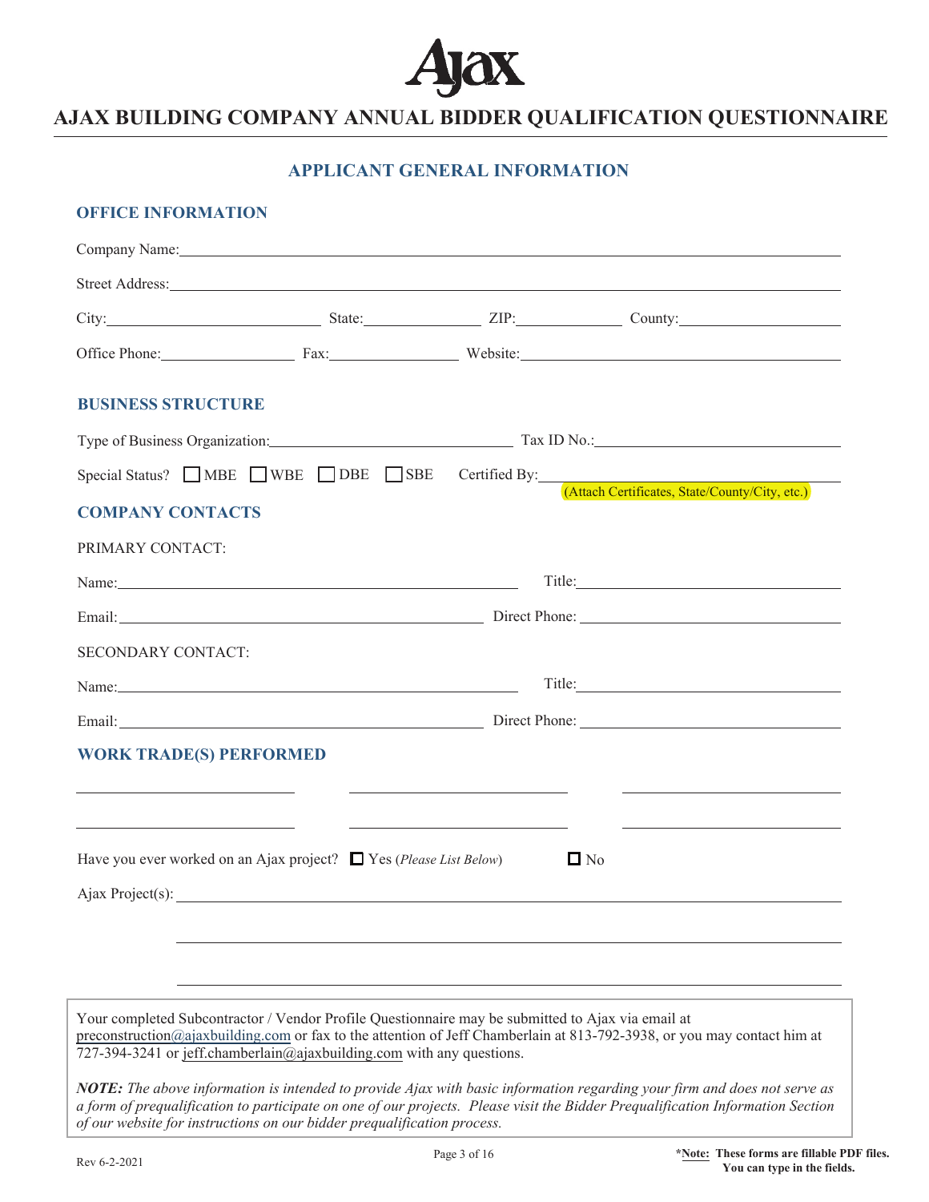# AJAX BUILDING COMPANY ANNUAL BIDDER QUALIFICATION QUESTIONNAIRE

## APPLICANT GENERAL INFORMATION

### OFFICE INFORMATION

Company Name: ______________________________

Street Address: ______________________________

City: ____________ State: ____________ ZIP: ____________ County: ____________

Office Phone: ____________ Fax: ____________ Website: ____________

### BUSINESS STRUCTURE

Type of Business Organization: ____________ Tax ID No.: ____________

Special Status? ☐ MBE ☐ WBE ☐ DBE ☐ SBE Certified By: ____________
(Attach Certificates, State/County/City, etc.)

### COMPANY CONTACTS

PRIMARY CONTACT:

Name: ____________ Title: ____________

Email: ____________ Direct Phone: ____________

SECONDARY CONTACT:

Name: ____________ Title: ____________

Email: ____________ Direct Phone: ____________

### WORK TRADE(S) PERFORMED

____________ ____________ ____________

____________ ____________ ____________

Have you ever worked on an Ajax project? ☐ Yes (*Please List Below*) ☐ No

Ajax Project(s): ______________________________

______________________________

______________________________

Your completed Subcontractor / Vendor Profile Questionnaire may be submitted to Ajax via email at preconstruction@ajaxbuilding.com or fax to the attention of Jeff Chamberlain at 813-792-3938, or you may contact him at 727-394-3241 or jeff.chamberlain@ajaxbuilding.com with any questions.

***NOTE:*** *The above information is intended to provide Ajax with basic information regarding your firm and does not serve as a form of prequalification to participate on one of our projects. Please visit the Bidder Prequalification Information Section of our website for instructions on our bidder prequalification process.*

Rev 6-2-2021

***Note:** These forms are fillable PDF files. You can type in the fields.**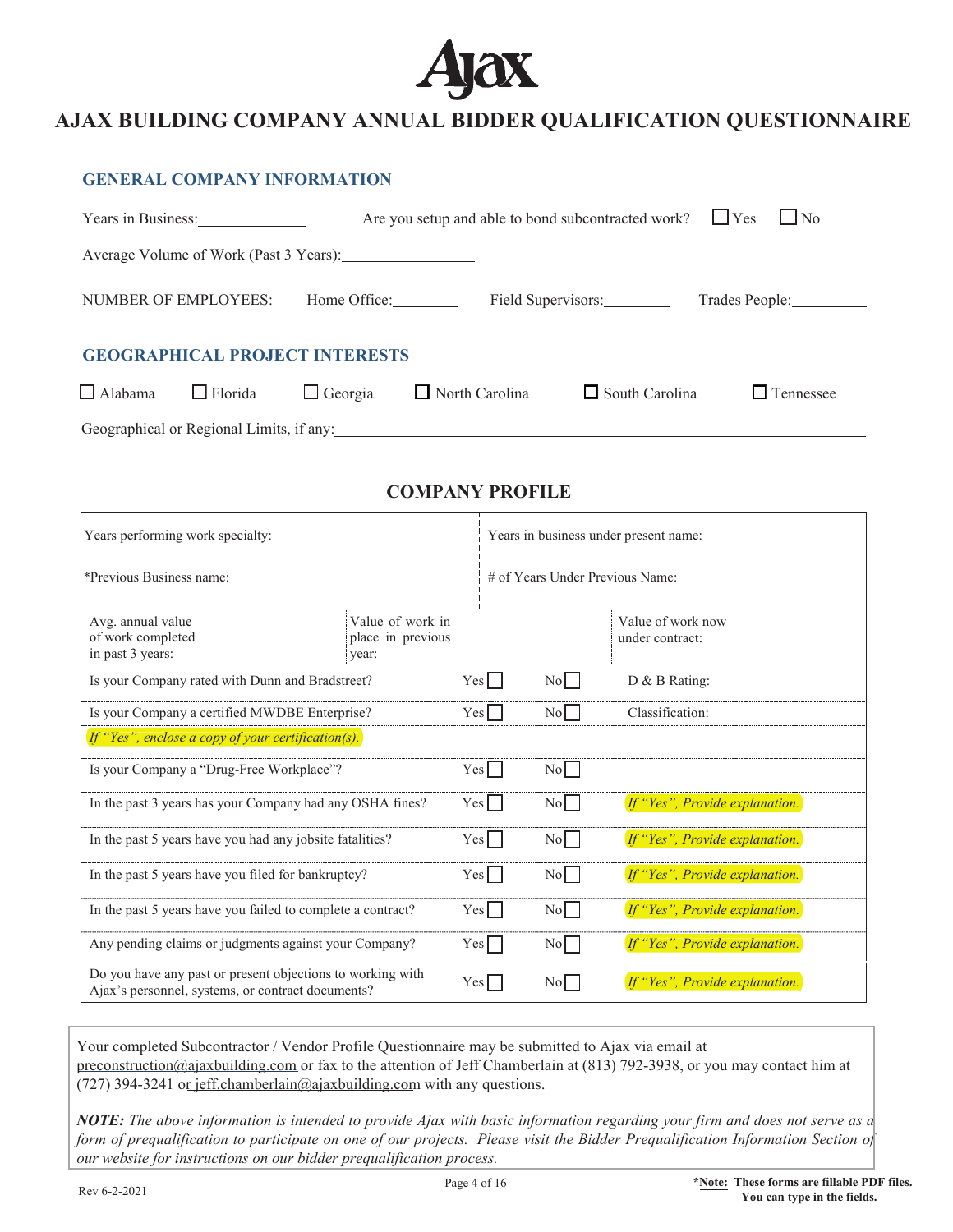Ajax

# AJAX BUILDING COMPANY ANNUAL BIDDER QUALIFICATION QUESTIONNAIRE

## GENERAL COMPANY INFORMATION

Years in Business:_____________ Are you setup and able to bond subcontracted work? ☐ Yes ☐ No

Average Volume of Work (Past 3 Years):_______________

NUMBER OF EMPLOYEES: Home Office:________ Field Supervisors:________ Trades People:_________

## GEOGRAPHICAL PROJECT INTERESTS

☐ Alabama ☐ Florida ☐ Georgia ☐ North Carolina ☐ South Carolina ☐ Tennessee

Geographical or Regional Limits, if any:_______________________________________________

## COMPANY PROFILE

| | | | |
|---|---|---|---|
| Years performing work specialty: | | Years in business under present name: | |
| *Previous Business name: | | # of Years Under Previous Name: | |
| Avg. annual value of work completed in past 3 years: | Value of work in place in previous year: | | Value of work now under contract: |
| Is your Company rated with Dunn and Bradstreet? | Yes ☐ | No ☐ | D & B Rating: |
| Is your Company a certified MWDBE Enterprise? | Yes ☐ | No ☐ | Classification: |
| *If "Yes", enclose a copy of your certification(s).* | | | |
| Is your Company a "Drug-Free Workplace"? | Yes ☐ | No ☐ | |
| In the past 3 years has your Company had any OSHA fines? | Yes ☐ | No ☐ | *If "Yes", Provide explanation.* |
| In the past 5 years have you had any jobsite fatalities? | Yes ☐ | No ☐ | *If "Yes", Provide explanation.* |
| In the past 5 years have you filed for bankruptcy? | Yes ☐ | No ☐ | *If "Yes", Provide explanation.* |
| In the past 5 years have you failed to complete a contract? | Yes ☐ | No ☐ | *If "Yes", Provide explanation.* |
| Any pending claims or judgments against your Company? | Yes ☐ | No ☐ | *If "Yes", Provide explanation.* |
| Do you have any past or present objections to working with Ajax's personnel, systems, or contract documents? | Yes ☐ | No ☐ | *If "Yes", Provide explanation.* |

Your completed Subcontractor / Vendor Profile Questionnaire may be submitted to Ajax via email at preconstruction@ajaxbuilding.com or fax to the attention of Jeff Chamberlain at (813) 792-3938, or you may contact him at (727) 394-3241 or jeff.chamberlain@ajaxbuilding.com with any questions.

***NOTE:*** *The above information is intended to provide Ajax with basic information regarding your firm and does not serve as a form of prequalification to participate on one of our projects. Please visit the Bidder Prequalification Information Section of our website for instructions on our bidder prequalification process.*

Rev 6-2-2021

**\*Note: These forms are fillable PDF files. You can type in the fields.**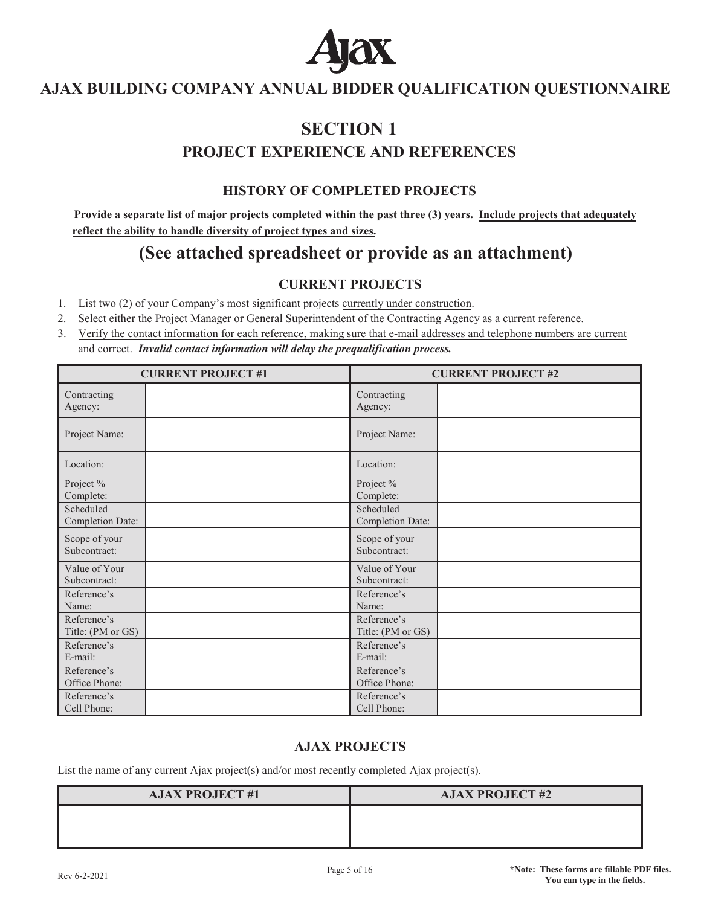# AJAX BUILDING COMPANY ANNUAL BIDDER QUALIFICATION QUESTIONNAIRE

## SECTION 1
## PROJECT EXPERIENCE AND REFERENCES

### HISTORY OF COMPLETED PROJECTS

**Provide a separate list of major projects completed within the past three (3) years. Include projects that adequately reflect the ability to handle diversity of project types and sizes.**

## (See attached spreadsheet or provide as an attachment)

### CURRENT PROJECTS

1. List two (2) of your Company's most significant projects currently under construction.
2. Select either the Project Manager or General Superintendent of the Contracting Agency as a current reference.
3. Verify the contact information for each reference, making sure that e-mail addresses and telephone numbers are current and correct. ***Invalid contact information will delay the prequalification process.***

| CURRENT PROJECT #1 | | CURRENT PROJECT #2 | |
|---|---|---|---|
| Contracting Agency: | | Contracting Agency: | |
| Project Name: | | Project Name: | |
| Location: | | Location: | |
| Project % Complete: | | Project % Complete: | |
| Scheduled Completion Date: | | Scheduled Completion Date: | |
| Scope of your Subcontract: | | Scope of your Subcontract: | |
| Value of Your Subcontract: | | Value of Your Subcontract: | |
| Reference's Name: | | Reference's Name: | |
| Reference's Title: (PM or GS) | | Reference's Title: (PM or GS) | |
| Reference's E-mail: | | Reference's E-mail: | |
| Reference's Office Phone: | | Reference's Office Phone: | |
| Reference's Cell Phone: | | Reference's Cell Phone: | |

### AJAX PROJECTS

List the name of any current Ajax project(s) and/or most recently completed Ajax project(s).

| AJAX PROJECT #1 | AJAX PROJECT #2 |
|---|---|
| | |

Rev 6-2-2021

***Note:** These forms are fillable PDF files. You can type in the fields.**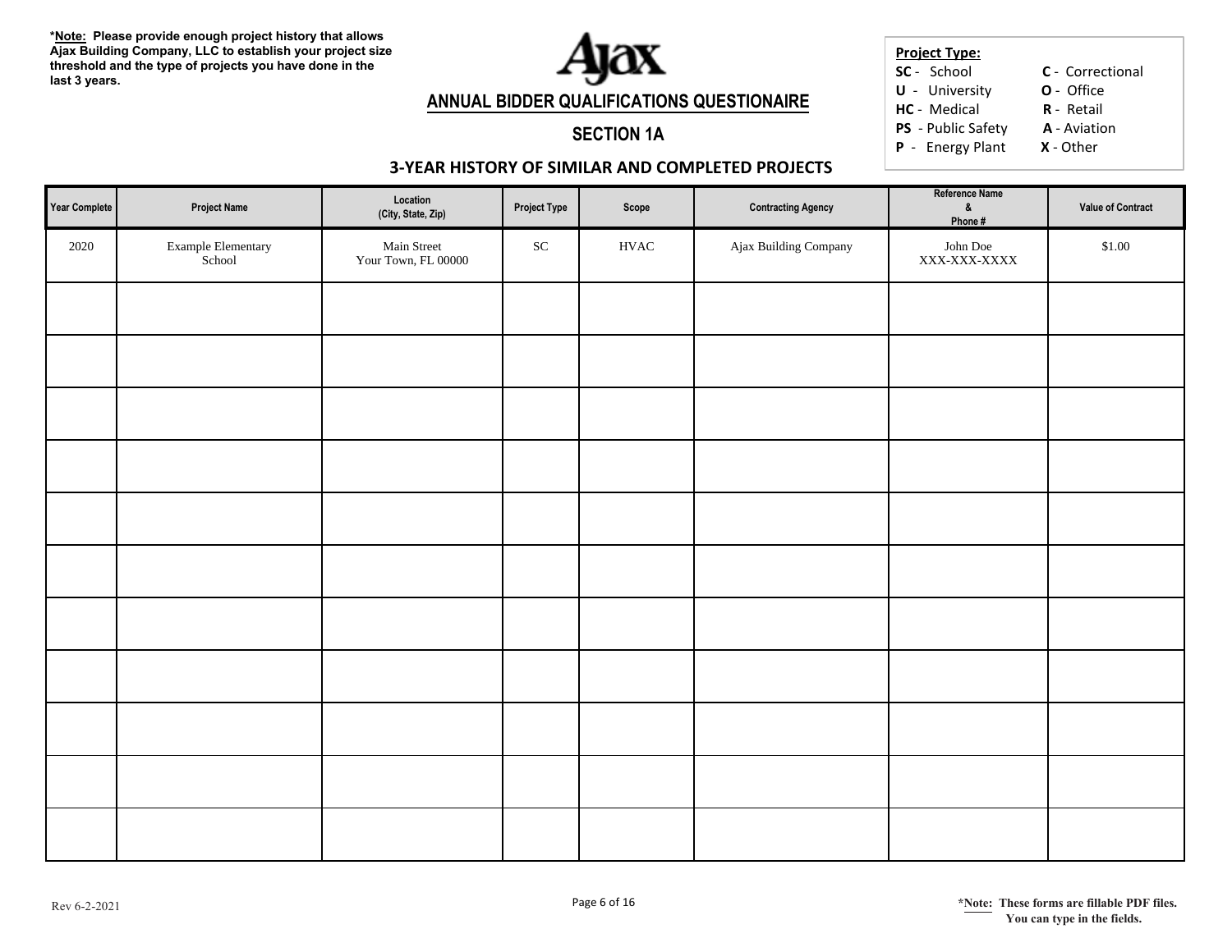***Note:** Please provide enough project history that allows Ajax Building Company, LLC to establish your project size threshold and the type of projects you have done in the last 3 years.

# ANNUAL BIDDER QUALIFICATIONS QUESTIONAIRE

## SECTION 1A

### 3-YEAR HISTORY OF SIMILAR AND COMPLETED PROJECTS

**Project Type:**

- **SC** - School
- **U** - University
- **HC** - Medical
- **PS** - Public Safety
- **P** - Energy Plant
- **C** - Correctional
- **O** - Office
- **R** - Retail
- **A** - Aviation
- **X** - Other

| Year Complete | Project Name | Location (City, State, Zip) | Project Type | Scope | Contracting Agency | Reference Name & Phone # | Value of Contract |
|---|---|---|---|---|---|---|---|
| 2020 | Example Elementary School | Main Street Your Town, FL 00000 | SC | HVAC | Ajax Building Company | John Doe XXX-XXX-XXXX | $1.00 |
| | | | | | | | |
| | | | | | | | |
| | | | | | | | |
| | | | | | | | |
| | | | | | | | |
| | | | | | | | |
| | | | | | | | |
| | | | | | | | |
| | | | | | | | |
| | | | | | | | |
| | | | | | | | |

Rev 6-2-2021

***Note:** These forms are fillable PDF files. You can type in the fields.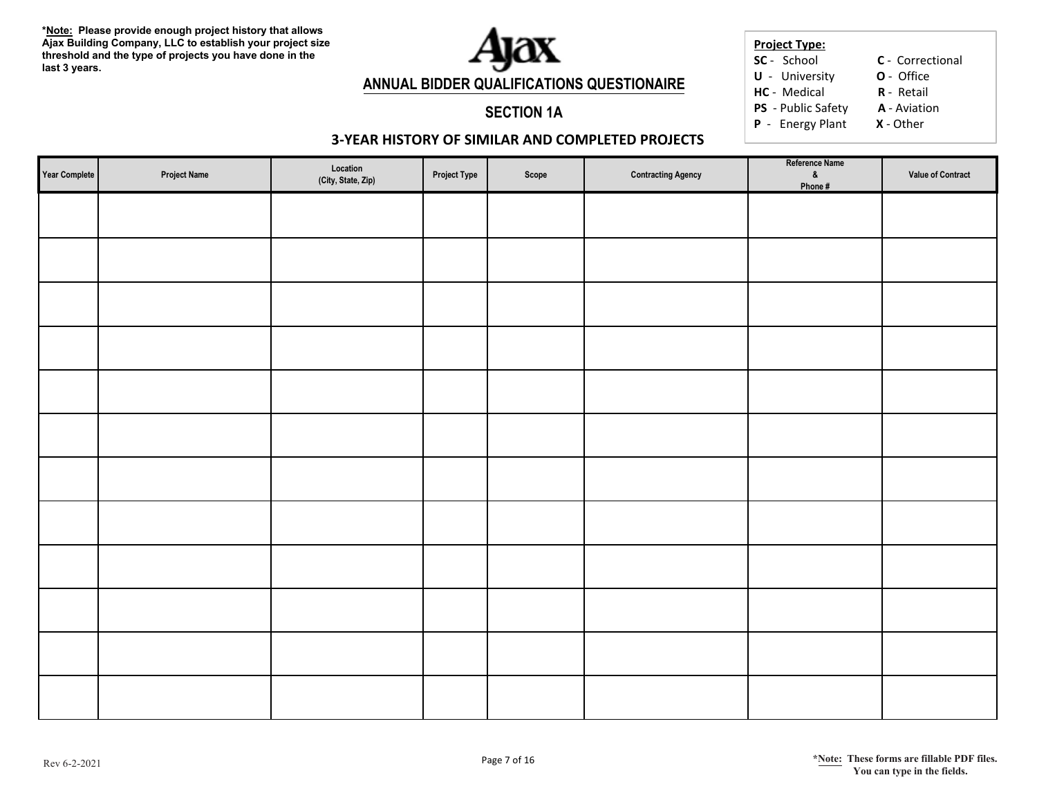***Note:** **Please provide enough project history that allows Ajax Building Company, LLC to establish your project size threshold and the type of projects you have done in the last 3 years.**

Ajax

# ANNUAL BIDDER QUALIFICATIONS QUESTIONAIRE

## SECTION 1A

### 3-YEAR HISTORY OF SIMILAR AND COMPLETED PROJECTS

**Project Type:**

- **SC** - School
- **U** - University
- **HC** - Medical
- **PS** - Public Safety
- **P** - Energy Plant
- **C** - Correctional
- **O** - Office
- **R** - Retail
- **A** - Aviation
- **X** - Other

| Year Complete | Project Name | Location (City, State, Zip) | Project Type | Scope | Contracting Agency | Reference Name & Phone # | Value of Contract |
|---|---|---|---|---|---|---|---|
| | | | | | | | |
| | | | | | | | |
| | | | | | | | |
| | | | | | | | |
| | | | | | | | |
| | | | | | | | |
| | | | | | | | |
| | | | | | | | |
| | | | | | | | |
| | | | | | | | |
| | | | | | | | |
| | | | | | | | |

Rev 6-2-2021

***Note:** **These forms are fillable PDF files. You can type in the fields.**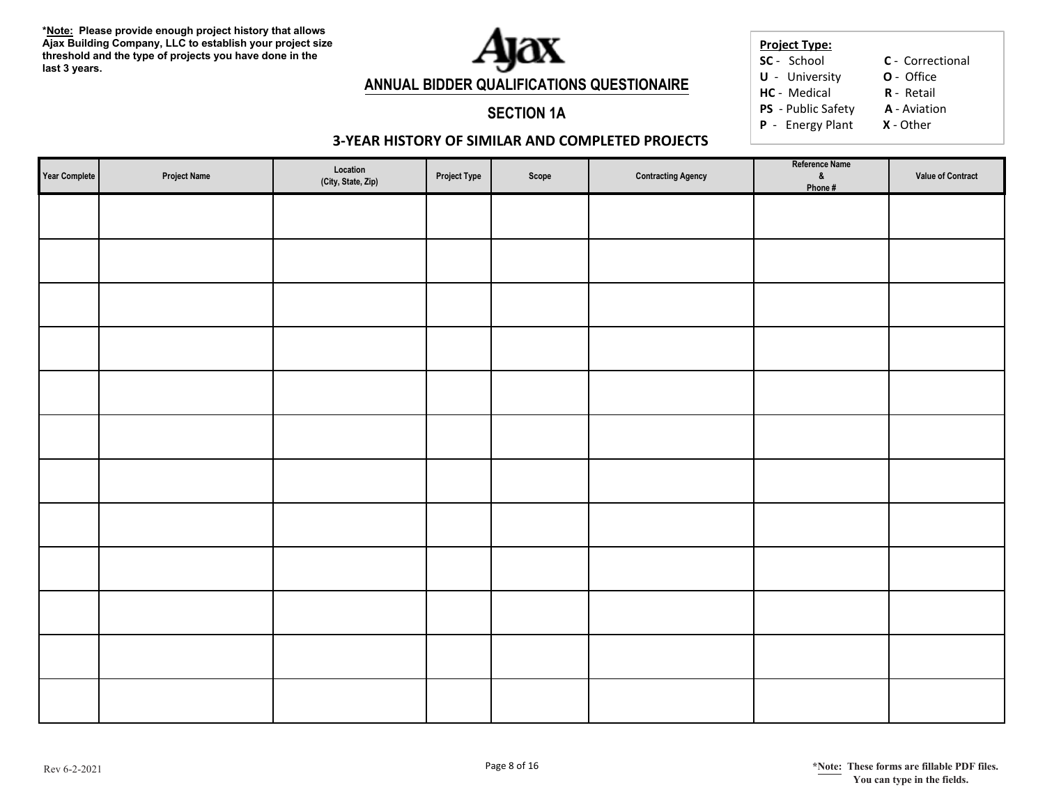***Note:** **Please provide enough project history that allows Ajax Building Company, LLC to establish your project size threshold and the type of projects you have done in the last 3 years.**

# ANNUAL BIDDER QUALIFICATIONS QUESTIONAIRE

## SECTION 1A

### 3-YEAR HISTORY OF SIMILAR AND COMPLETED PROJECTS

**Project Type:**

**SC** - School  
**U** - University  
**HC** - Medical  
**PS** - Public Safety  
**P** - Energy Plant  
**C** - Correctional  
**O** - Office  
**R** - Retail  
**A** - Aviation  
**X** - Other

| Year Complete | Project Name | Location (City, State, Zip) | Project Type | Scope | Contracting Agency | Reference Name & Phone # | Value of Contract |
|---|---|---|---|---|---|---|---|
| | | | | | | | |
| | | | | | | | |
| | | | | | | | |
| | | | | | | | |
| | | | | | | | |
| | | | | | | | |
| | | | | | | | |
| | | | | | | | |
| | | | | | | | |
| | | | | | | | |
| | | | | | | | |
| | | | | | | | |

Rev 6-2-2021

***Note:** **These forms are fillable PDF files. You can type in the fields.**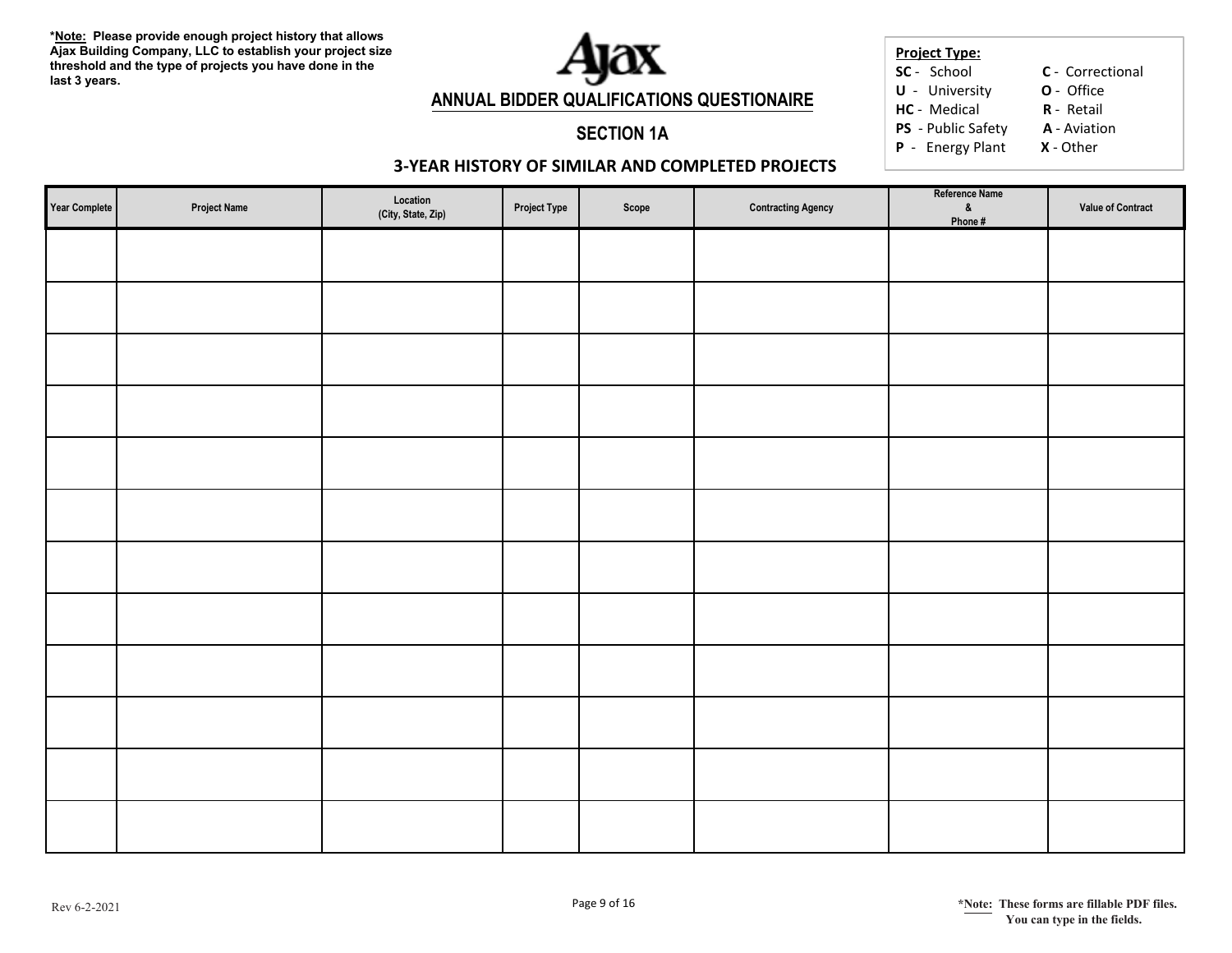***Note:** Please provide enough project history that allows Ajax Building Company, LLC to establish your project size threshold and the type of projects you have done in the last 3 years.

Ajax

## ANNUAL BIDDER QUALIFICATIONS QUESTIONAIRE

## SECTION 1A

### 3-YEAR HISTORY OF SIMILAR AND COMPLETED PROJECTS

**Project Type:**

| | |
|---|---|
| **SC** - School | **C** - Correctional |
| **U** - University | **O** - Office |
| **HC** - Medical | **R** - Retail |
| **PS** - Public Safety | **A** - Aviation |
| **P** - Energy Plant | **X** - Other |

| Year Complete | Project Name | Location (City, State, Zip) | Project Type | Scope | Contracting Agency | Reference Name & Phone # | Value of Contract |
|---|---|---|---|---|---|---|---|
| | | | | | | | |
| | | | | | | | |
| | | | | | | | |
| | | | | | | | |
| | | | | | | | |
| | | | | | | | |
| | | | | | | | |
| | | | | | | | |
| | | | | | | | |
| | | | | | | | |
| | | | | | | | |
| | | | | | | | |

Rev 6-2-2021

***Note:** These forms are fillable PDF files. You can type in the fields.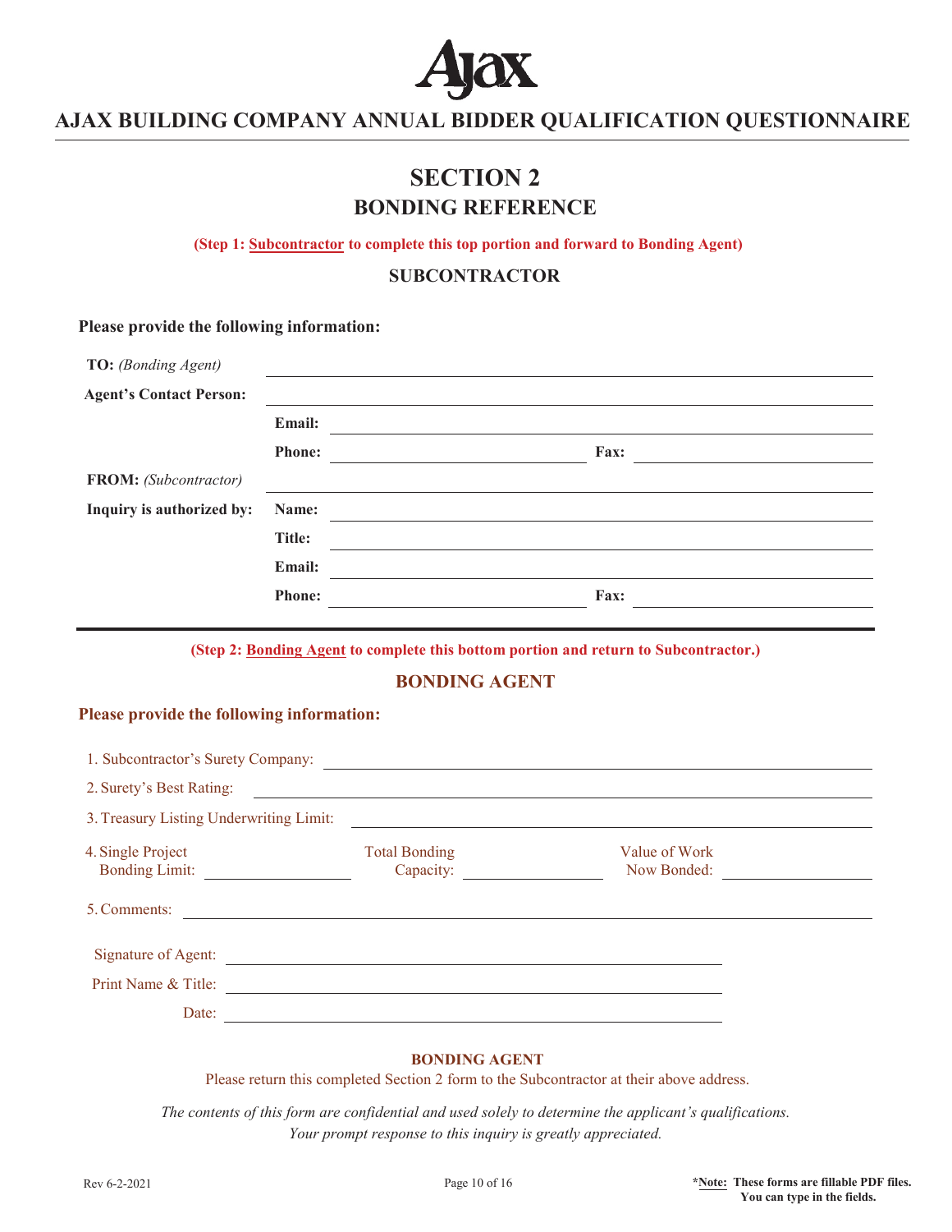# Ajax

## AJAX BUILDING COMPANY ANNUAL BIDDER QUALIFICATION QUESTIONNAIRE

# SECTION 2
## BONDING REFERENCE

**(Step 1: Subcontractor to complete this top portion and forward to Bonding Agent)**

### SUBCONTRACTOR

**Please provide the following information:**

**TO:** *(Bonding Agent)* ______________________________

**Agent's Contact Person:** ______________________________

**Email:** ______________________________

**Phone:** ______________ **Fax:** ______________

**FROM:** *(Subcontractor)* ______________________________

**Inquiry is authorized by:**

**Name:** ______________________________

**Title:** ______________________________

**Email:** ______________________________

**Phone:** ______________ **Fax:** ______________

---

**(Step 2: Bonding Agent to complete this bottom portion and return to Subcontractor.)**

### BONDING AGENT

**Please provide the following information:**

1. Subcontractor's Surety Company: ______________________________
2. Surety's Best Rating: ______________________________
3. Treasury Listing Underwriting Limit: ______________________________
4. Single Project Bonding Limit: ______________ Total Bonding Capacity: ______________ Value of Work Now Bonded: ______________
5. Comments: ______________________________

Signature of Agent: ______________________________

Print Name & Title: ______________________________

Date: ______________________________

**BONDING AGENT**

Please return this completed Section 2 form to the Subcontractor at their above address.

*The contents of this form are confidential and used solely to determine the applicant's qualifications. Your prompt response to this inquiry is greatly appreciated.*

Rev 6-2-2021

***Note:** These forms are fillable PDF files. You can type in the fields.*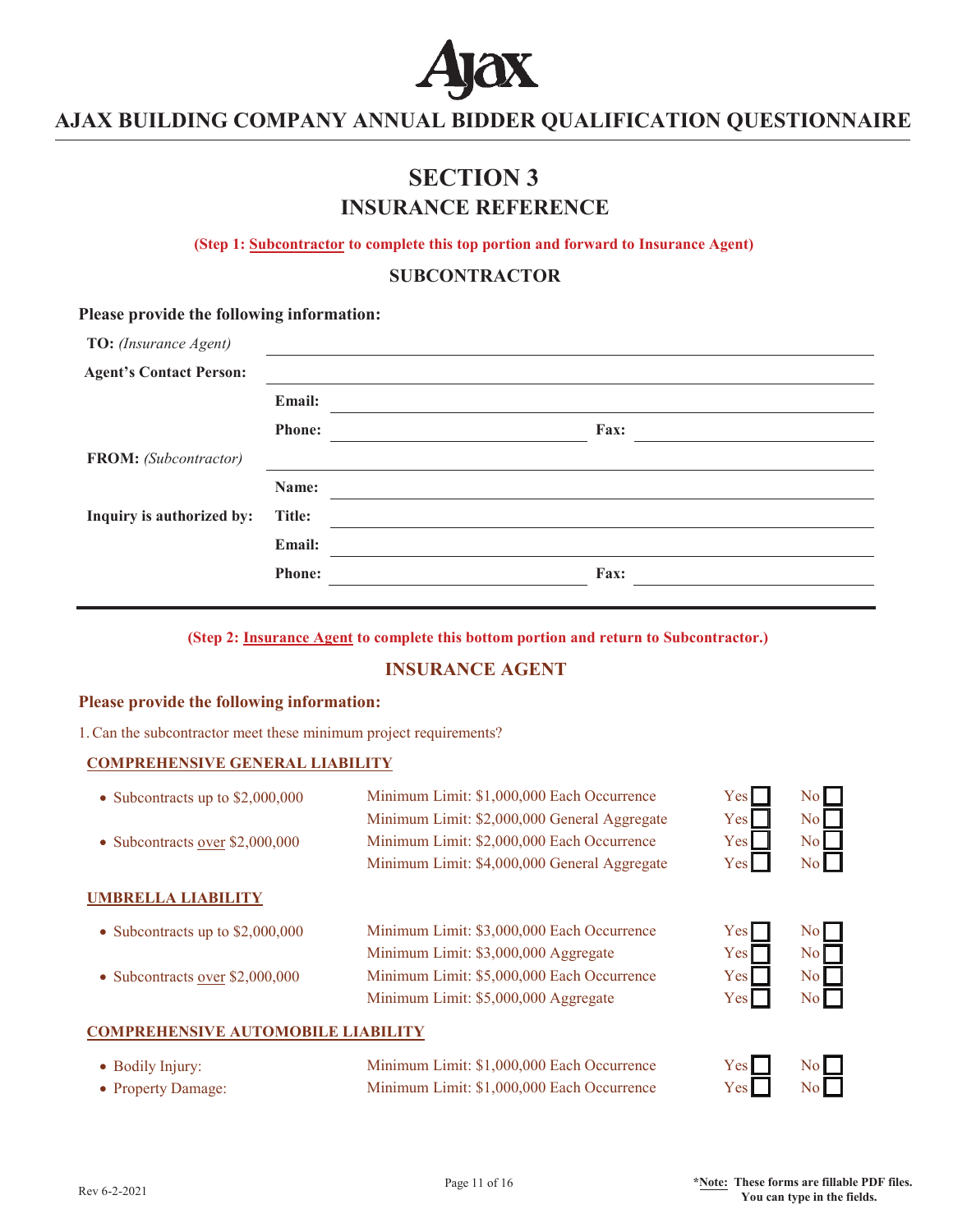# AJAX BUILDING COMPANY ANNUAL BIDDER QUALIFICATION QUESTIONNAIRE

# SECTION 3
## INSURANCE REFERENCE

**(Step 1: Subcontractor to complete this top portion and forward to Insurance Agent)**

### SUBCONTRACTOR

**Please provide the following information:**

**TO:** *(Insurance Agent)* ______________________________

**Agent's Contact Person:** ______________________________

**Email:** ______________________________

**Phone:** ______________ **Fax:** ______________

**FROM:** *(Subcontractor)* ______________________________

**Inquiry is authorized by:**

**Name:** ______________________________

**Title:** ______________________________

**Email:** ______________________________

**Phone:** ______________ **Fax:** ______________

---

**(Step 2: Insurance Agent to complete this bottom portion and return to Subcontractor.)**

### INSURANCE AGENT

**Please provide the following information:**

1. Can the subcontractor meet these minimum project requirements?

**COMPREHENSIVE GENERAL LIABILITY**

| | | | |
|---|---|---|---|
| • Subcontracts up to $2,000,000 | Minimum Limit: $1,000,000 Each Occurrence | Yes ☐ | No ☐ |
| | Minimum Limit: $2,000,000 General Aggregate | Yes ☐ | No ☐ |
| • Subcontracts over $2,000,000 | Minimum Limit: $2,000,000 Each Occurrence | Yes ☐ | No ☐ |
| | Minimum Limit: $4,000,000 General Aggregate | Yes ☐ | No ☐ |

**UMBRELLA LIABILITY**

| | | | |
|---|---|---|---|
| • Subcontracts up to $2,000,000 | Minimum Limit: $3,000,000 Each Occurrence | Yes ☐ | No ☐ |
| | Minimum Limit: $3,000,000 Aggregate | Yes ☐ | No ☐ |
| • Subcontracts over $2,000,000 | Minimum Limit: $5,000,000 Each Occurrence | Yes ☐ | No ☐ |
| | Minimum Limit: $5,000,000 Aggregate | Yes ☐ | No ☐ |

**COMPREHENSIVE AUTOMOBILE LIABILITY**

| | | | |
|---|---|---|---|
| • Bodily Injury: | Minimum Limit: $1,000,000 Each Occurrence | Yes ☐ | No ☐ |
| • Property Damage: | Minimum Limit: $1,000,000 Each Occurrence | Yes ☐ | No ☐ |

Rev 6-2-2021

***Note:** These forms are fillable PDF files. You can type in the fields.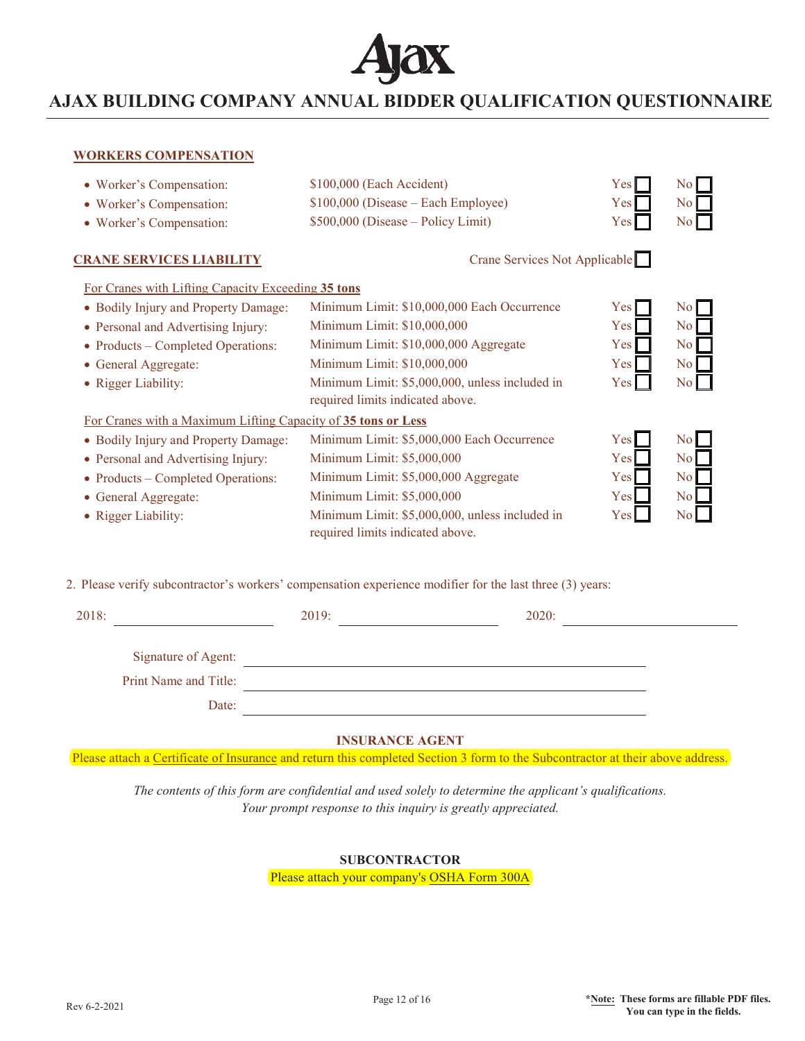# AJAX BUILDING COMPANY ANNUAL BIDDER QUALIFICATION QUESTIONNAIRE

## WORKERS COMPENSATION

| | | | |
|---|---|---|---|
| • Worker's Compensation: | $100,000 (Each Accident) | Yes ☐ | No ☐ |
| • Worker's Compensation: | $100,000 (Disease – Each Employee) | Yes ☐ | No ☐ |
| • Worker's Compensation: | $500,000 (Disease – Policy Limit) | Yes ☐ | No ☐ |

## CRANE SERVICES LIABILITY

Crane Services Not Applicable ☐

For Cranes with Lifting Capacity Exceeding **35 tons**

| | | | |
|---|---|---|---|
| • Bodily Injury and Property Damage: | Minimum Limit: $10,000,000 Each Occurrence | Yes ☐ | No ☐ |
| • Personal and Advertising Injury: | Minimum Limit: $10,000,000 | Yes ☐ | No ☐ |
| • Products – Completed Operations: | Minimum Limit: $10,000,000 Aggregate | Yes ☐ | No ☐ |
| • General Aggregate: | Minimum Limit: $10,000,000 | Yes ☐ | No ☐ |
| • Rigger Liability: | Minimum Limit: $5,000,000, unless included in required limits indicated above. | Yes ☐ | No ☐ |

For Cranes with a Maximum Lifting Capacity of **35 tons or Less**

| | | | |
|---|---|---|---|
| • Bodily Injury and Property Damage: | Minimum Limit: $5,000,000 Each Occurrence | Yes ☐ | No ☐ |
| • Personal and Advertising Injury: | Minimum Limit: $5,000,000 | Yes ☐ | No ☐ |
| • Products – Completed Operations: | Minimum Limit: $5,000,000 Aggregate | Yes ☐ | No ☐ |
| • General Aggregate: | Minimum Limit: $5,000,000 | Yes ☐ | No ☐ |
| • Rigger Liability: | Minimum Limit: $5,000,000, unless included in required limits indicated above. | Yes ☐ | No ☐ |

2. Please verify subcontractor's workers' compensation experience modifier for the last three (3) years:

2018: ____________________ 2019: ____________________ 2020: ____________________

Signature of Agent: ______________________________

Print Name and Title: ______________________________

Date: ______________________________

**INSURANCE AGENT**

Please attach a Certificate of Insurance and return this completed Section 3 form to the Subcontractor at their above address.

*The contents of this form are confidential and used solely to determine the applicant's qualifications. Your prompt response to this inquiry is greatly appreciated.*

**SUBCONTRACTOR**

Please attach your company's OSHA Form 300A

Rev 6-2-2021

**\*Note: These forms are fillable PDF files. You can type in the fields.**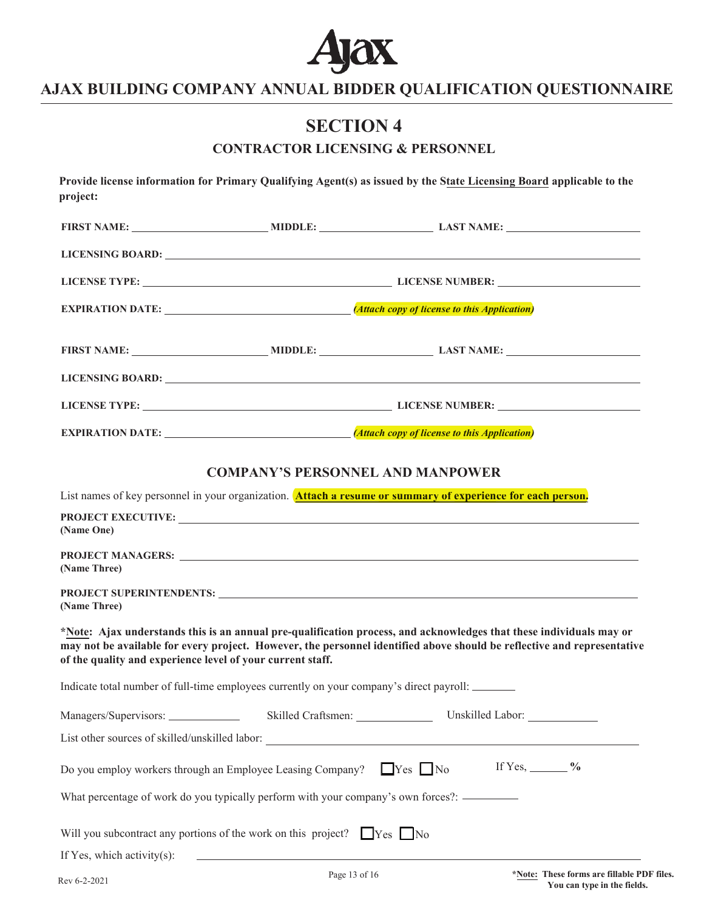# AJAX BUILDING COMPANY ANNUAL BIDDER QUALIFICATION QUESTIONNAIRE

## SECTION 4

### CONTRACTOR LICENSING & PERSONNEL

**Provide license information for Primary Qualifying Agent(s) as issued by the State Licensing Board applicable to the project:**

**FIRST NAME:** ____________ **MIDDLE:** ____________ **LAST NAME:** ____________

**LICENSING BOARD:** ____________

**LICENSE TYPE:** ____________ **LICENSE NUMBER:** ____________

**EXPIRATION DATE:** ____________ ***(Attach copy of license to this Application)***

**FIRST NAME:** ____________ **MIDDLE:** ____________ **LAST NAME:** ____________

**LICENSING BOARD:** ____________

**LICENSE TYPE:** ____________ **LICENSE NUMBER:** ____________

**EXPIRATION DATE:** ____________ ***(Attach copy of license to this Application)***

### COMPANY'S PERSONNEL AND MANPOWER

List names of key personnel in your organization. **Attach a resume or summary of experience for each person.**

**PROJECT EXECUTIVE:** ____________
**(Name One)**

**PROJECT MANAGERS:** ____________
**(Name Three)**

**PROJECT SUPERINTENDENTS:** ____________
**(Name Three)**

**\*Note: Ajax understands this is an annual pre-qualification process, and acknowledges that these individuals may or may not be available for every project. However, the personnel identified above should be reflective and representative of the quality and experience level of your current staff.**

Indicate total number of full-time employees currently on your company's direct payroll: ________

Managers/Supervisors: ____________ Skilled Craftsmen: ____________ Unskilled Labor: ____________

List other sources of skilled/unskilled labor: ____________

Do you employ workers through an Employee Leasing Company? ☐ Yes ☐ No If Yes, ______ **%**

What percentage of work do you typically perform with your company's own forces?: ________

Will you subcontract any portions of the work on this project? ☐ Yes ☐ No

If Yes, which activity(s): ____________

Rev 6-2-2021

**\*Note: These forms are fillable PDF files. You can type in the fields.**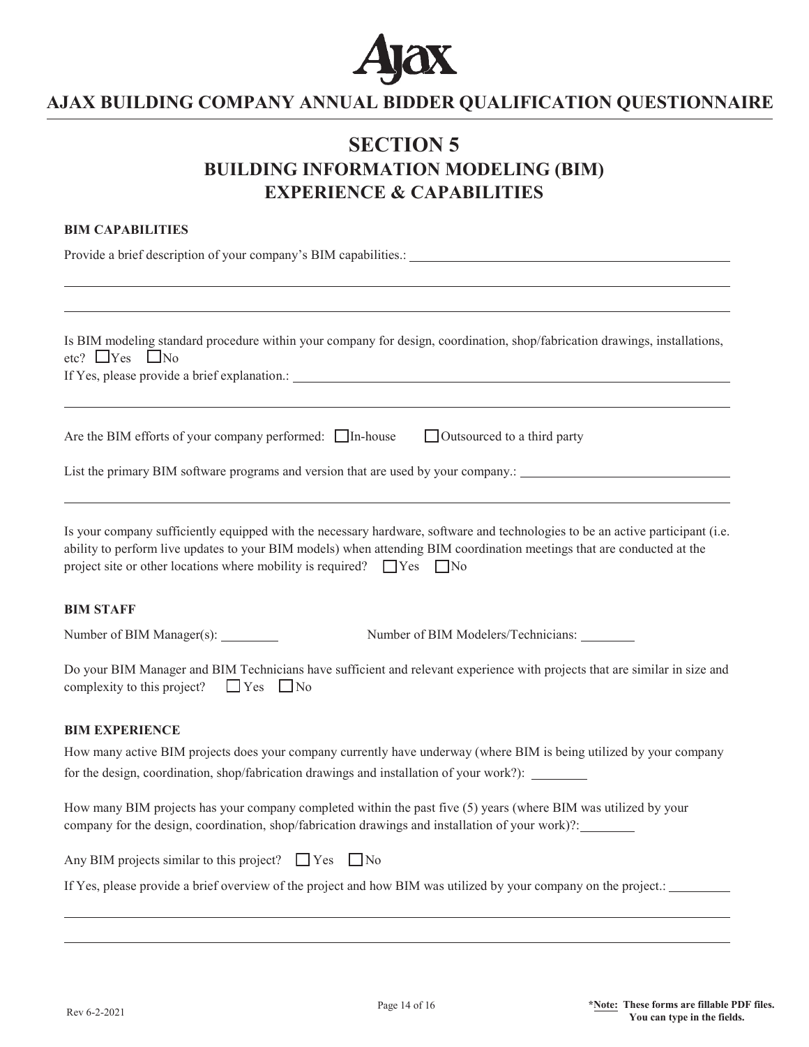# Ajax

## AJAX BUILDING COMPANY ANNUAL BIDDER QUALIFICATION QUESTIONNAIRE

# SECTION 5
## BUILDING INFORMATION MODELING (BIM) EXPERIENCE & CAPABILITIES

**BIM CAPABILITIES**

Provide a brief description of your company's BIM capabilities.: ______________________________

Is BIM modeling standard procedure within your company for design, coordination, shop/fabrication drawings, installations, etc? ☐ Yes ☐ No

If Yes, please provide a brief explanation.: ______________________________

Are the BIM efforts of your company performed: ☐ In-house ☐ Outsourced to a third party

List the primary BIM software programs and version that are used by your company.: ______________________________

Is your company sufficiently equipped with the necessary hardware, software and technologies to be an active participant (i.e. ability to perform live updates to your BIM models) when attending BIM coordination meetings that are conducted at the project site or other locations where mobility is required? ☐ Yes ☐ No

**BIM STAFF**

Number of BIM Manager(s): ________ Number of BIM Modelers/Technicians: ________

Do your BIM Manager and BIM Technicians have sufficient and relevant experience with projects that are similar in size and complexity to this project? ☐ Yes ☐ No

**BIM EXPERIENCE**

How many active BIM projects does your company currently have underway (where BIM is being utilized by your company for the design, coordination, shop/fabrication drawings and installation of your work?): ________

How many BIM projects has your company completed within the past five (5) years (where BIM was utilized by your company for the design, coordination, shop/fabrication drawings and installation of your work)?: ________

Any BIM projects similar to this project? ☐ Yes ☐ No

If Yes, please provide a brief overview of the project and how BIM was utilized by your company on the project.: ______________________________

Rev 6-2-2021

***Note: These forms are fillable PDF files. You can type in the fields.**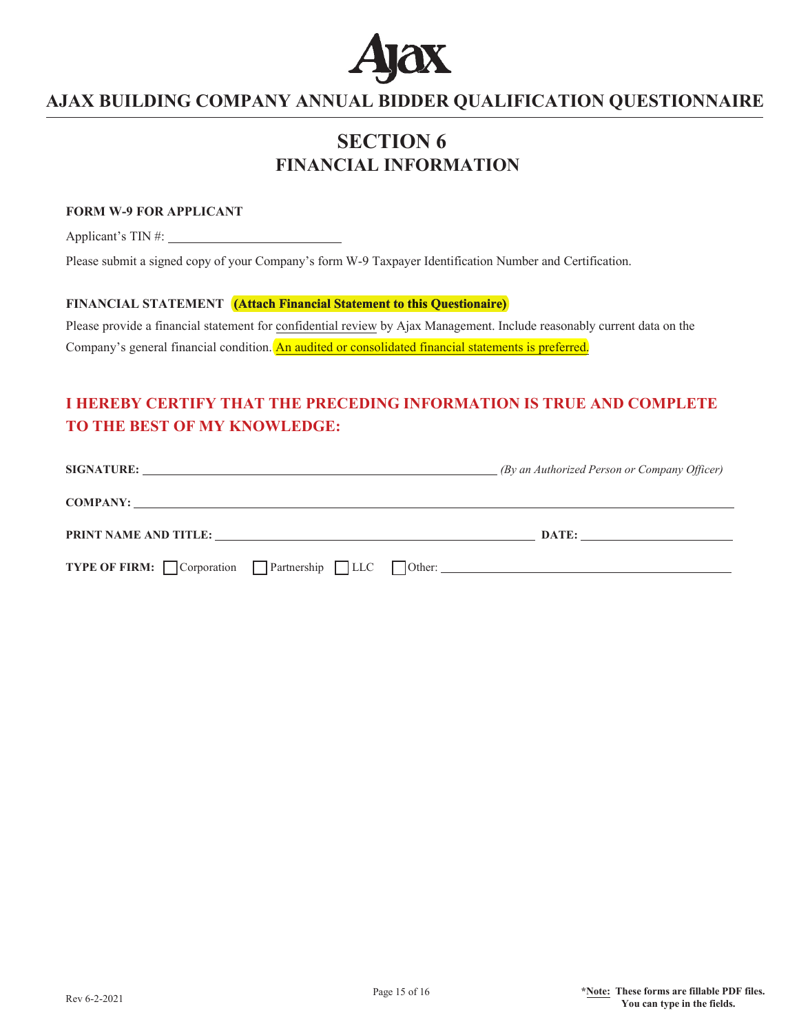# AJAX BUILDING COMPANY ANNUAL BIDDER QUALIFICATION QUESTIONNAIRE

## SECTION 6
## FINANCIAL INFORMATION

**FORM W-9 FOR APPLICANT**

Applicant's TIN #: ___________________________

Please submit a signed copy of your Company's form W-9 Taxpayer Identification Number and Certification.

**FINANCIAL STATEMENT** **(Attach Financial Statement to this Questionaire)**

Please provide a financial statement for confidential review by Ajax Management. Include reasonably current data on the Company's general financial condition. An audited or consolidated financial statements is preferred.

**I HEREBY CERTIFY THAT THE PRECEDING INFORMATION IS TRUE AND COMPLETE TO THE BEST OF MY KNOWLEDGE:**

**SIGNATURE:** ___________________________ *(By an Authorized Person or Company Officer)*

**COMPANY:** ___________________________

**PRINT NAME AND TITLE:** ___________________________ **DATE:** ___________________

**TYPE OF FIRM:** ☐ Corporation ☐ Partnership ☐ LLC ☐ Other: ___________________________

Rev 6-2-2021

***Note:** These forms are fillable PDF files. You can type in the fields.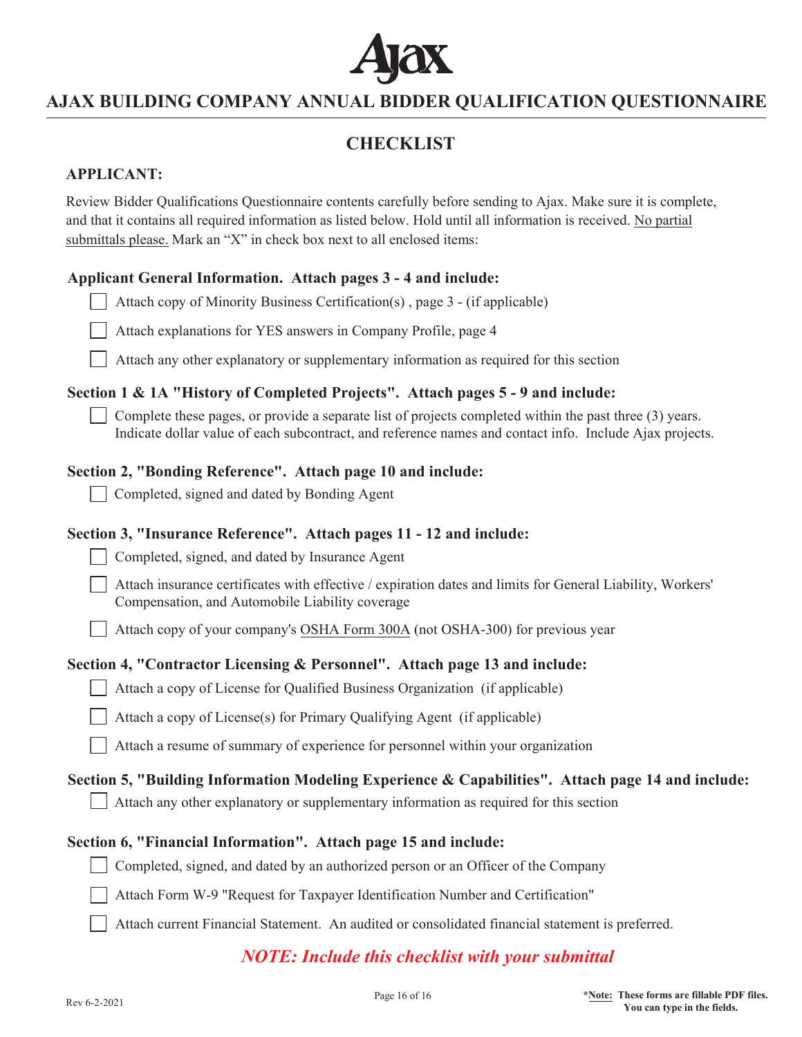# Ajax

## AJAX BUILDING COMPANY ANNUAL BIDDER QUALIFICATION QUESTIONNAIRE

## CHECKLIST

### APPLICANT:

Review Bidder Qualifications Questionnaire contents carefully before sending to Ajax. Make sure it is complete, and that it contains all required information as listed below. Hold until all information is received. <u>No partial submittals please.</u> Mark an "X" in check box next to all enclosed items:

**Applicant General Information. Attach pages 3 - 4 and include:**

- ☐ Attach copy of Minority Business Certification(s) , page 3 - (if applicable)
- ☐ Attach explanations for YES answers in Company Profile, page 4
- ☐ Attach any other explanatory or supplementary information as required for this section

**Section 1 & 1A "History of Completed Projects". Attach pages 5 - 9 and include:**

- ☐ Complete these pages, or provide a separate list of projects completed within the past three (3) years. Indicate dollar value of each subcontract, and reference names and contact info. Include Ajax projects.

**Section 2, "Bonding Reference". Attach page 10 and include:**

- ☐ Completed, signed and dated by Bonding Agent

**Section 3, "Insurance Reference". Attach pages 11 - 12 and include:**

- ☐ Completed, signed, and dated by Insurance Agent
- ☐ Attach insurance certificates with effective / expiration dates and limits for General Liability, Workers' Compensation, and Automobile Liability coverage
- ☐ Attach copy of your company's <u>OSHA Form 300A</u> (not OSHA-300) for previous year

**Section 4, "Contractor Licensing & Personnel". Attach page 13 and include:**

- ☐ Attach a copy of License for Qualified Business Organization (if applicable)
- ☐ Attach a copy of License(s) for Primary Qualifying Agent (if applicable)
- ☐ Attach a resume of summary of experience for personnel within your organization

**Section 5, "Building Information Modeling Experience & Capabilities". Attach page 14 and include:**

- ☐ Attach any other explanatory or supplementary information as required for this section

**Section 6, "Financial Information". Attach page 15 and include:**

- ☐ Completed, signed, and dated by an authorized person or an Officer of the Company
- ☐ Attach Form W-9 "Request for Taxpayer Identification Number and Certification"
- ☐ Attach current Financial Statement. An audited or consolidated financial statement is preferred.

***NOTE: Include this checklist with your submittal***

Rev 6-2-2021

***Note:** These forms are fillable PDF files. You can type in the fields.**